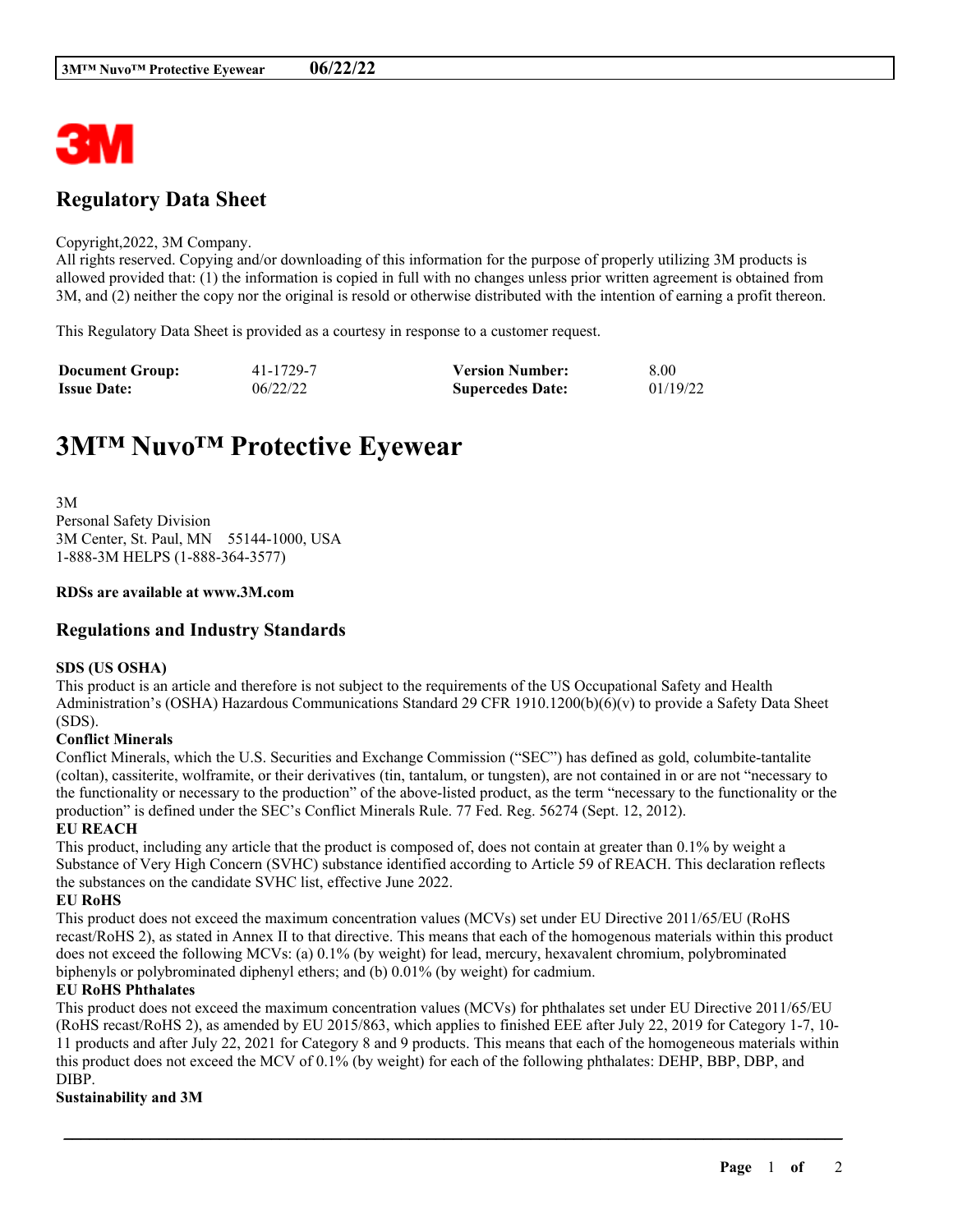# Regulatory Data Sheet

Copyright,2022, 3M Company.
All rights reserved. Copying and/or downloading of this information for the purpose of properly utilizing 3M products is allowed provided that: (1) the information is copied in full with no changes unless prior written agreement is obtained from 3M, and (2) neither the copy nor the original is resold or otherwise distributed with the intention of earning a profit thereon.

This Regulatory Data Sheet is provided as a courtesy in response to a customer request.

| **Document Group:** | 41-1729-7 | **Version Number:** | 8.00 |
|---|---|---|---|
| **Issue Date:** | 06/22/22 | **Supercedes Date:** | 01/19/22 |

# 3M™ Nuvo™ Protective Eyewear

3M
Personal Safety Division
3M Center, St. Paul, MN 55144-1000, USA
1-888-3M HELPS (1-888-364-3577)

**RDSs are available at www.3M.com**

## Regulations and Industry Standards

**SDS (US OSHA)**
This product is an article and therefore is not subject to the requirements of the US Occupational Safety and Health Administration's (OSHA) Hazardous Communications Standard 29 CFR 1910.1200(b)(6)(v) to provide a Safety Data Sheet (SDS).

**Conflict Minerals**
Conflict Minerals, which the U.S. Securities and Exchange Commission ("SEC") has defined as gold, columbite-tantalite (coltan), cassiterite, wolframite, or their derivatives (tin, tantalum, or tungsten), are not contained in or are not "necessary to the functionality or necessary to the production" of the above-listed product, as the term "necessary to the functionality or the production" is defined under the SEC's Conflict Minerals Rule. 77 Fed. Reg. 56274 (Sept. 12, 2012).

**EU REACH**
This product, including any article that the product is composed of, does not contain at greater than 0.1% by weight a Substance of Very High Concern (SVHC) substance identified according to Article 59 of REACH. This declaration reflects the substances on the candidate SVHC list, effective June 2022.

**EU RoHS**
This product does not exceed the maximum concentration values (MCVs) set under EU Directive 2011/65/EU (RoHS recast/RoHS 2), as stated in Annex II to that directive. This means that each of the homogenous materials within this product does not exceed the following MCVs: (a) 0.1% (by weight) for lead, mercury, hexavalent chromium, polybrominated biphenyls or polybrominated diphenyl ethers; and (b) 0.01% (by weight) for cadmium.

**EU RoHS Phthalates**
This product does not exceed the maximum concentration values (MCVs) for phthalates set under EU Directive 2011/65/EU (RoHS recast/RoHS 2), as amended by EU 2015/863, which applies to finished EEE after July 22, 2019 for Category 1-7, 10-11 products and after July 22, 2021 for Category 8 and 9 products. This means that each of the homogeneous materials within this product does not exceed the MCV of 0.1% (by weight) for each of the following phthalates: DEHP, BBP, DBP, and DIBP.

**Sustainability and 3M**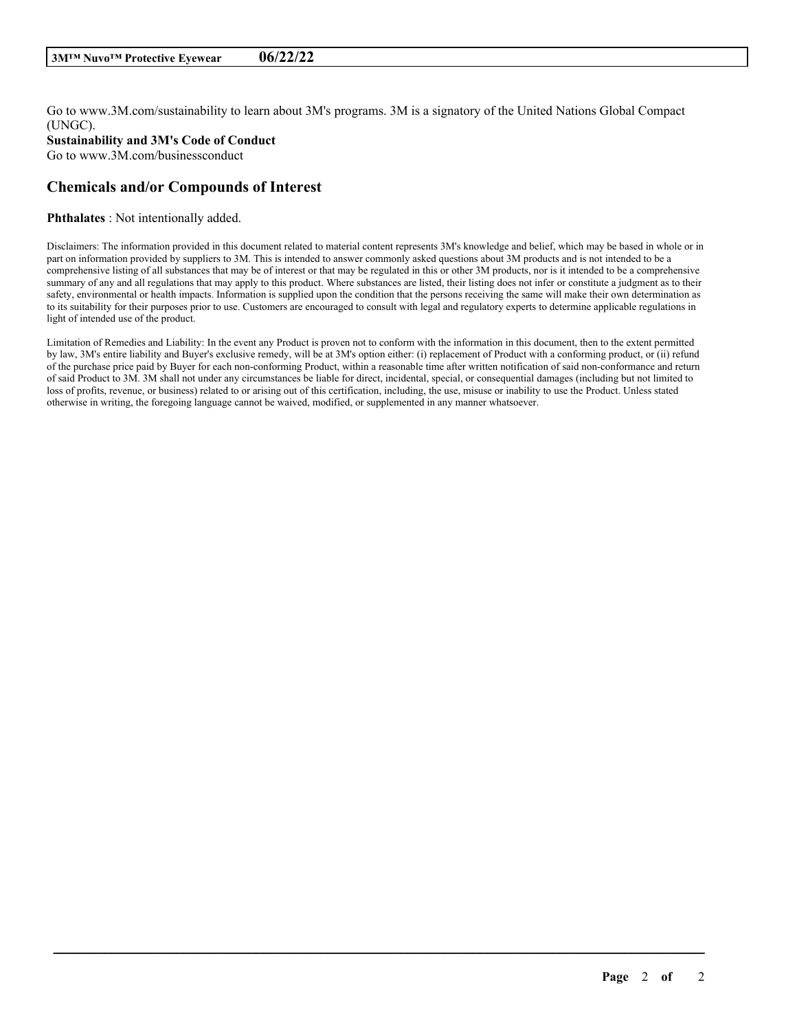Go to www.3M.com/sustainability to learn about 3M's programs. 3M is a signatory of the United Nations Global Compact (UNGC).

**Sustainability and 3M's Code of Conduct**

Go to www.3M.com/businessconduct

## Chemicals and/or Compounds of Interest

**Phthalates** : Not intentionally added.

Disclaimers: The information provided in this document related to material content represents 3M's knowledge and belief, which may be based in whole or in part on information provided by suppliers to 3M. This is intended to answer commonly asked questions about 3M products and is not intended to be a comprehensive listing of all substances that may be of interest or that may be regulated in this or other 3M products, nor is it intended to be a comprehensive summary of any and all regulations that may apply to this product. Where substances are listed, their listing does not infer or constitute a judgment as to their safety, environmental or health impacts. Information is supplied upon the condition that the persons receiving the same will make their own determination as to its suitability for their purposes prior to use. Customers are encouraged to consult with legal and regulatory experts to determine applicable regulations in light of intended use of the product.

Limitation of Remedies and Liability: In the event any Product is proven not to conform with the information in this document, then to the extent permitted by law, 3M's entire liability and Buyer's exclusive remedy, will be at 3M's option either: (i) replacement of Product with a conforming product, or (ii) refund of the purchase price paid by Buyer for each non-conforming Product, within a reasonable time after written notification of said non-conformance and return of said Product to 3M. 3M shall not under any circumstances be liable for direct, incidental, special, or consequential damages (including but not limited to loss of profits, revenue, or business) related to or arising out of this certification, including, the use, misuse or inability to use the Product. Unless stated otherwise in writing, the foregoing language cannot be waived, modified, or supplemented in any manner whatsoever.